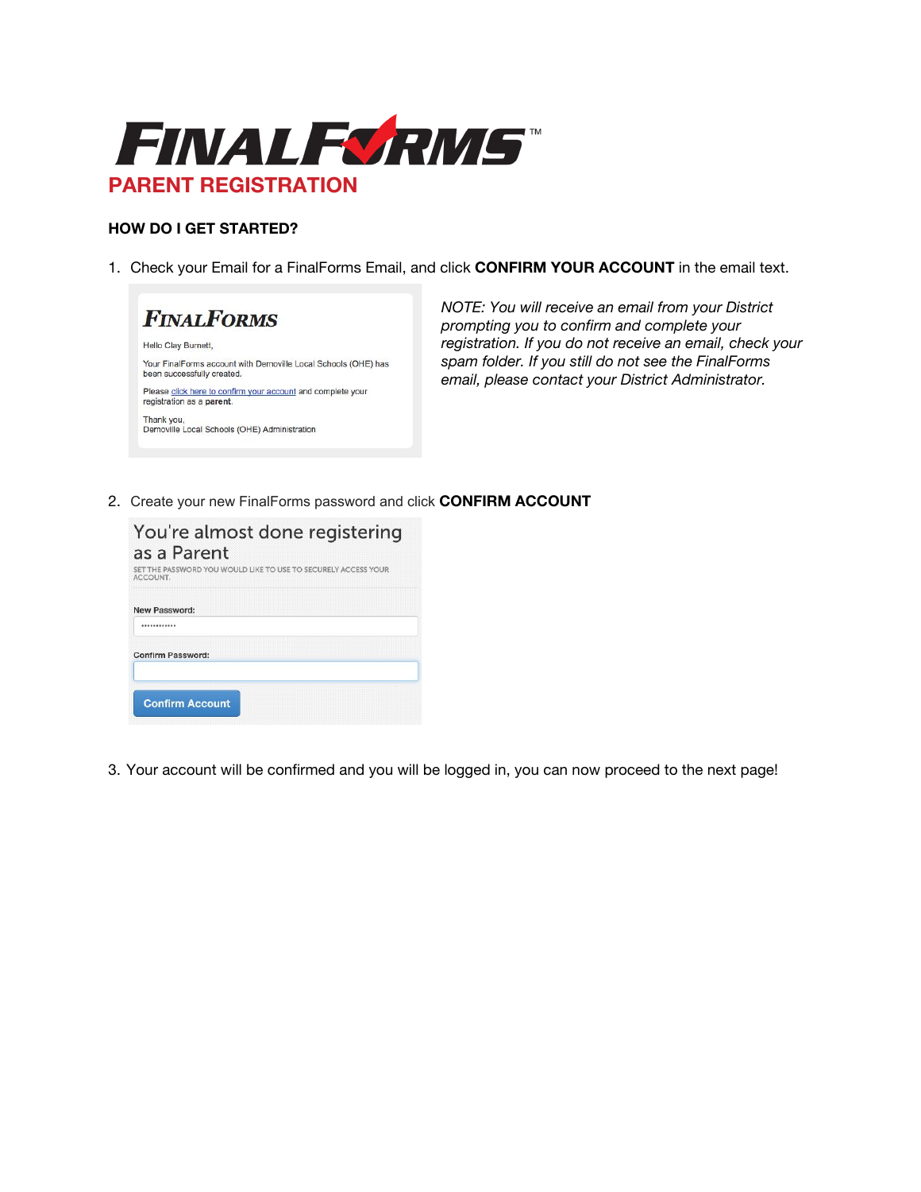# FINALFORMS™

## PARENT REGISTRATION

### HOW DO I GET STARTED?

1. Check your Email for a FinalForms Email, and click **CONFIRM YOUR ACCOUNT** in the email text.

   FINALFORMS

   Hello Clay Burnett,

   Your FinalForms account with Demoville Local Schools (OHE) has been successfully created.

   Please click here to confirm your account and complete your registration as a **parent**.

   Thank you,
   Demoville Local Schools (OHE) Administration

   *NOTE: You will receive an email from your District prompting you to confirm and complete your registration. If you do not receive an email, check your spam folder. If you still do not see the FinalForms email, please contact your District Administrator.*

2. Create your new FinalForms password and click **CONFIRM ACCOUNT**

   You're almost done registering as a Parent

   SET THE PASSWORD YOU WOULD LIKE TO USE TO SECURELY ACCESS YOUR ACCOUNT.

   New Password:

   Confirm Password:

   Confirm Account

3. Your account will be confirmed and you will be logged in, you can now proceed to the next page!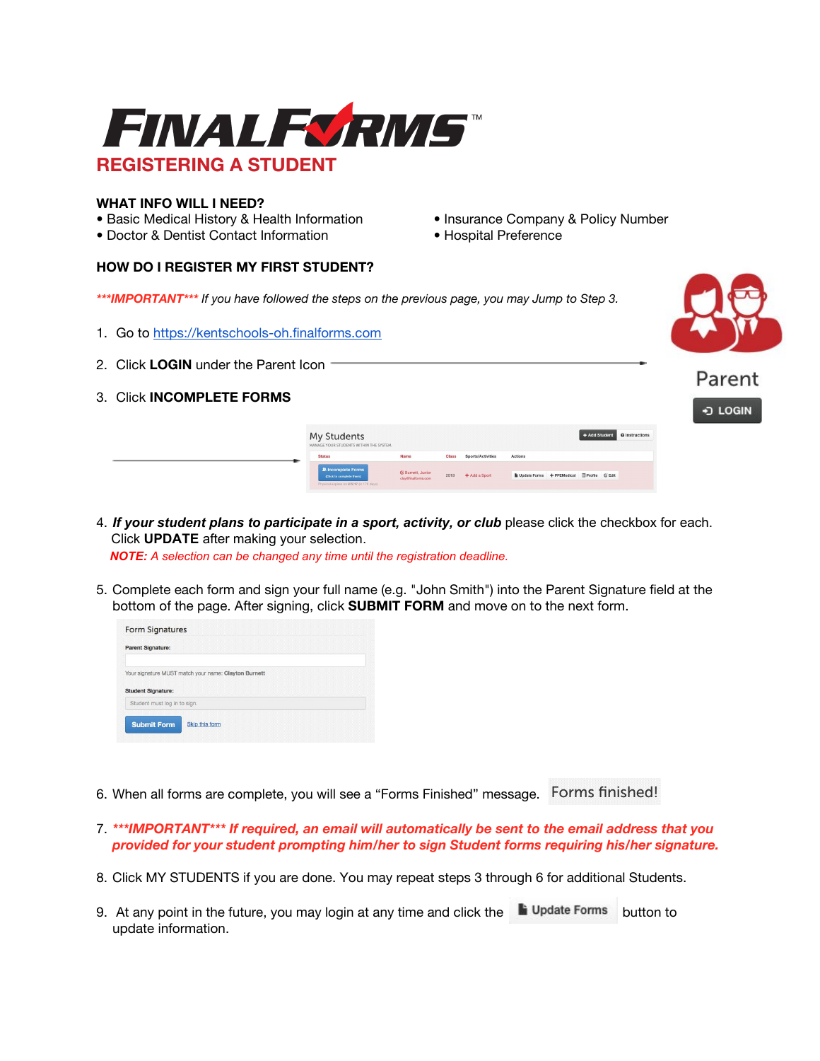# FINALFORMS™

## REGISTERING A STUDENT

### WHAT INFO WILL I NEED?

- Basic Medical History & Health Information
- Doctor & Dentist Contact Information
- Insurance Company & Policy Number
- Hospital Preference

### HOW DO I REGISTER MY FIRST STUDENT?

*\*\*\*IMPORTANT\*\*\* If you have followed the steps on the previous page, you may Jump to Step 3.*

1. Go to https://kentschools-oh.finalforms.com
2. Click **LOGIN** under the Parent Icon
3. Click **INCOMPLETE FORMS**

Parent

LOGIN

4. ***If your student plans to participate in a sport, activity, or club*** please click the checkbox for each. Click **UPDATE** after making your selection.
   ***NOTE:*** *A selection can be changed any time until the registration deadline.*
5. Complete each form and sign your full name (e.g. "John Smith") into the Parent Signature field at the bottom of the page. After signing, click **SUBMIT FORM** and move on to the next form.

Form Signatures

Parent Signature:

Your signature MUST match your name: Clayton Burnett

Student Signature:

Student must log in to sign.

Submit Form   Skip this form

6. When all forms are complete, you will see a "Forms Finished" message. Forms finished!
7. ***\*\*\*IMPORTANT\*\*\* If required, an email will automatically be sent to the email address that you provided for your student prompting him/her to sign Student forms requiring his/her signature.***
8. Click MY STUDENTS if you are done. You may repeat steps 3 through 6 for additional Students.
9. At any point in the future, you may login at any time and click the **Update Forms** button to update information.